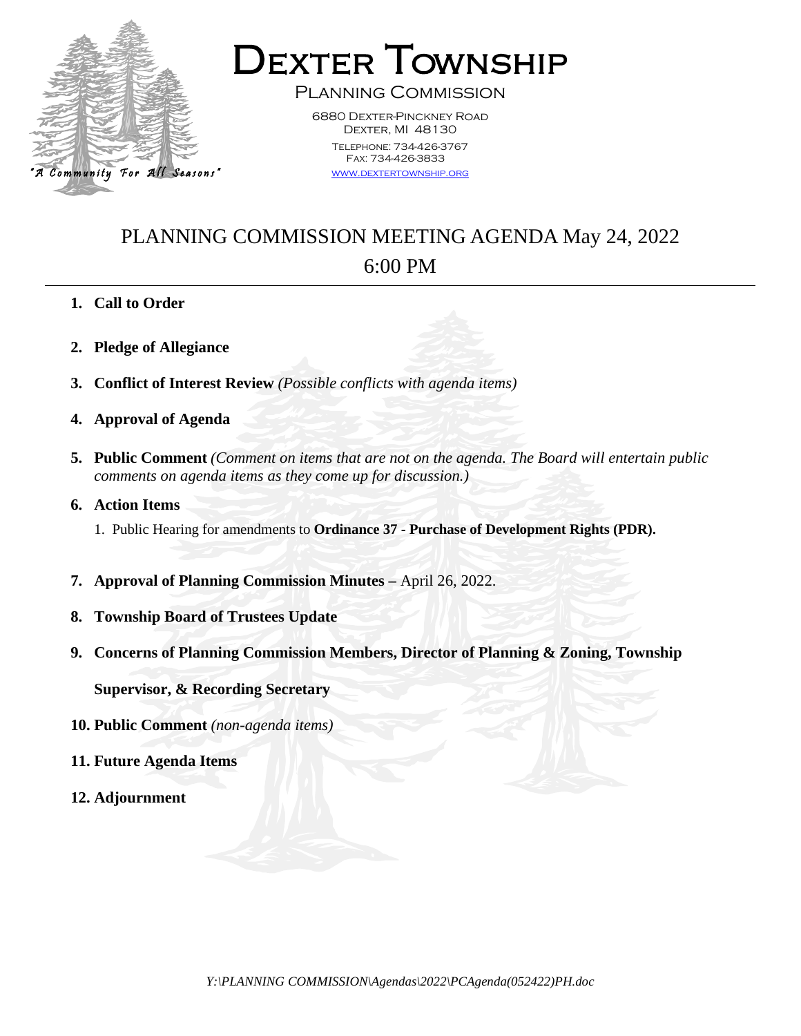# Dexter Township

## Planning Commission

6880 Dexter-Pinckney Road
Dexter, MI 48130
Telephone: 734-426-3767
Fax: 734-426-3833
www.dextertownship.org

"A Community For All Seasons"

## PLANNING COMMISSION MEETING AGENDA May 24, 2022 6:00 PM

1. **Call to Order**
2. **Pledge of Allegiance**
3. **Conflict of Interest Review** *(Possible conflicts with agenda items)*
4. **Approval of Agenda**
5. **Public Comment** *(Comment on items that are not on the agenda. The Board will entertain public comments on agenda items as they come up for discussion.)*
6. **Action Items**
   1. Public Hearing for amendments to **Ordinance 37 - Purchase of Development Rights (PDR).**
7. **Approval of Planning Commission Minutes –** April 26, 2022.
8. **Township Board of Trustees Update**
9. **Concerns of Planning Commission Members, Director of Planning & Zoning, Township Supervisor, & Recording Secretary**
10. **Public Comment** *(non-agenda items)*
11. **Future Agenda Items**
12. **Adjournment**

*Y:\PLANNING COMMISSION\Agendas\2022\PCAgenda(052422)PH.doc*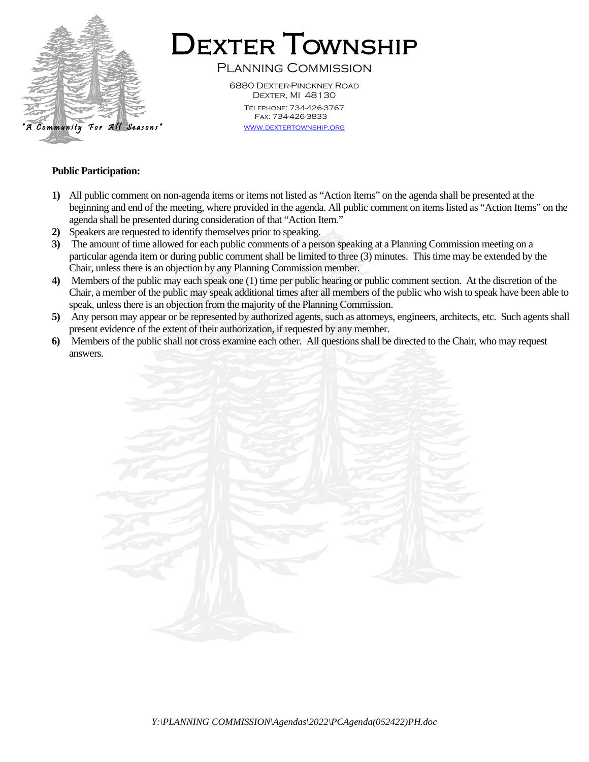# Dexter Township

## Planning Commission

6880 Dexter-Pinckney Road
Dexter, MI 48130

Telephone: 734-426-3767
Fax: 734-426-3833

www.dextertownship.org

"A Community For All Seasons"

**Public Participation:**

1) All public comment on non-agenda items or items not listed as "Action Items" on the agenda shall be presented at the beginning and end of the meeting, where provided in the agenda. All public comment on items listed as "Action Items" on the agenda shall be presented during consideration of that "Action Item."
2) Speakers are requested to identify themselves prior to speaking.
3) The amount of time allowed for each public comments of a person speaking at a Planning Commission meeting on a particular agenda item or during public comment shall be limited to three (3) minutes. This time may be extended by the Chair, unless there is an objection by any Planning Commission member.
4) Members of the public may each speak one (1) time per public hearing or public comment section. At the discretion of the Chair, a member of the public may speak additional times after all members of the public who wish to speak have been able to speak, unless there is an objection from the majority of the Planning Commission.
5) Any person may appear or be represented by authorized agents, such as attorneys, engineers, architects, etc. Such agents shall present evidence of the extent of their authorization, if requested by any member.
6) Members of the public shall not cross examine each other. All questions shall be directed to the Chair, who may request answers.

*Y:\PLANNING COMMISSION\Agendas\2022\PCAgenda(052422)PH.doc*